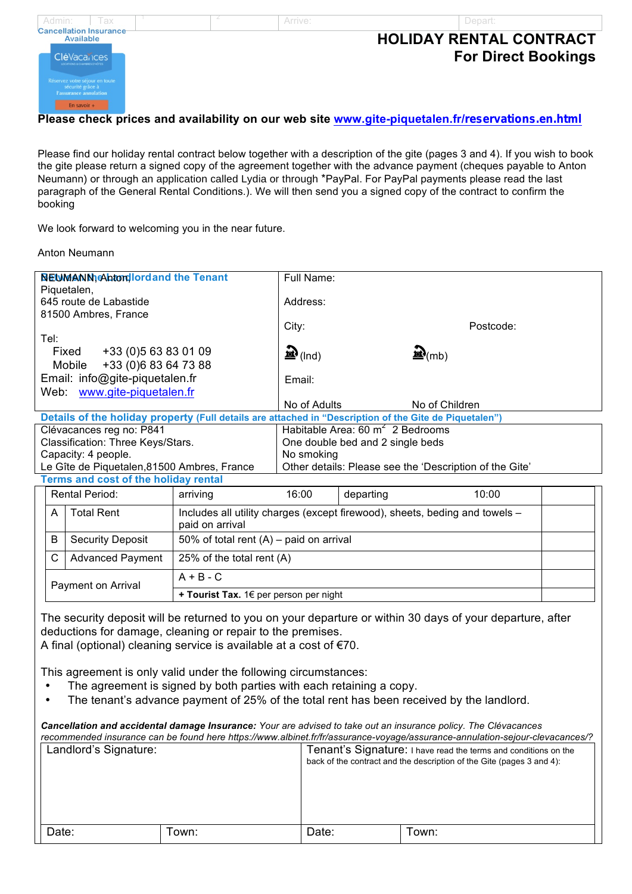| Admin: | Tax | 1 | 2 | Arrive: | Depart: |
|---|---|---|---|---|---|

Cancellation Insurance Available

CléVacances

Réservez votre séjour en toute sécurité grâce à l'assurance annulation

En savoir +

# HOLIDAY RENTAL CONTRACT
## For Direct Bookings

**Please check prices and availability on our web site [www.gite-piquetalen.fr/reservations.en.html](www.gite-piquetalen.fr/reservations.en.html)**

Please find our holiday rental contract below together with a description of the gite (pages 3 and 4). If you wish to book the gite please return a signed copy of the agreement together with the advance payment (cheques payable to Anton Neumann) or through an application called Lydia or through *PayPal. For PayPal payments please read the last paragraph of the General Rental Conditions.). We will then send you a signed copy of the contract to confirm the booking

We look forward to welcoming you in the near future.

Anton Neumann

| **The Landlord and the Tenant** | |
|---|---|
| NEUMANN, Anton<br>Piquetalen,<br>645 route de Labastide<br>81500 Ambres, France<br><br>Tel:<br>Fixed +33 (0)5 63 83 01 09<br>Mobile +33 (0)6 83 64 73 88<br>Email: info@gite-piquetalen.fr<br>Web: [www.gite-piquetalen.fr](www.gite-piquetalen.fr) | Full Name:<br><br>Address:<br><br>City: Postcode:<br><br>(Ind) (mb)<br><br>Email:<br><br>No of Adults No of Children |

**Details of the holiday property (Full details are attached in "Description of the Gite de Piquetalen")**

| | |
|---|---|
| Clévacances reg no: P841<br>Classification: Three Keys/Stars.<br>Capacity: 4 people.<br>Le Gîte de Piquetalen,81500 Ambres, France | Habitable Area: 60 m$^2$ 2 Bedrooms<br>One double bed and 2 single beds<br>No smoking<br>Other details: Please see the 'Description of the Gite' |

**Terms and cost of the holiday rental**

| | | | | |
|---|---|---|---|---|
| Rental Period: | | arriving 16:00 | departing 10:00 | |
| A | Total Rent | Includes all utility charges (except firewood), sheets, beding and towels – paid on arrival | | |
| B | Security Deposit | 50% of total rent (A) – paid on arrival | | |
| C | Advanced Payment | 25% of the total rent (A) | | |
| Payment on Arrival | | A + B - C | | |
| | | **+ Tourist Tax.** 1€ per person per night | | |

The security deposit will be returned to you on your departure or within 30 days of your departure, after deductions for damage, cleaning or repair to the premises.
A final (optional) cleaning service is available at a cost of €70.

This agreement is only valid under the following circumstances:

- The agreement is signed by both parties with each retaining a copy.
- The tenant's advance payment of 25% of the total rent has been received by the landlord.

***Cancellation and accidental damage Insurance:*** *Your are advised to take out an insurance policy. The Clévacances recommended insurance can be found here https://www.albinet.fr/fr/assurance-voyage/assurance-annulation-sejour-clevacances/?*

| Landlord's Signature: | | Tenant's Signature: I have read the terms and conditions on the back of the contract and the description of the Gite (pages 3 and 4): | |
|---|---|---|---|
| Date: | Town: | Date: | Town: |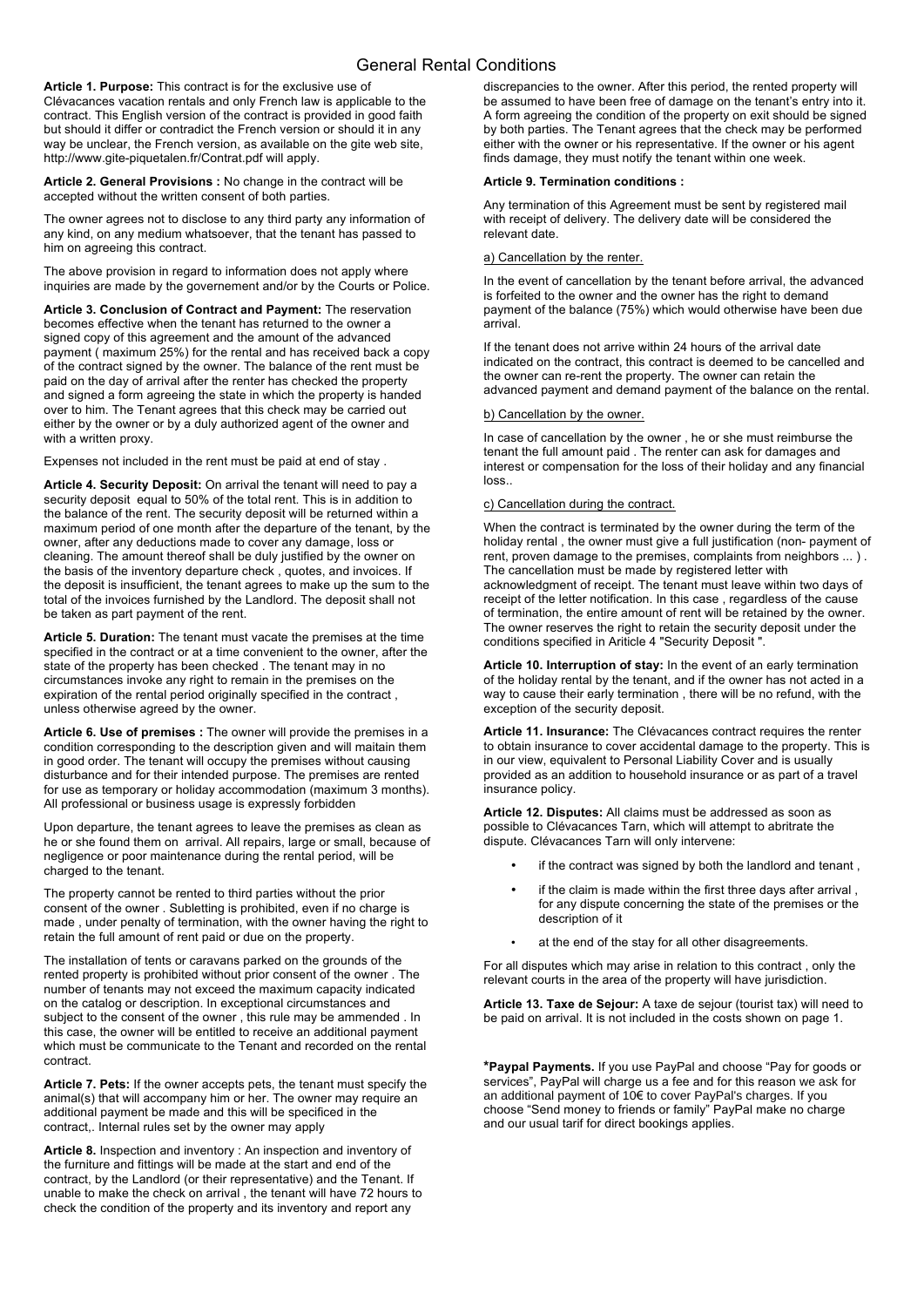# General Rental Conditions

**Article 1. Purpose:** This contract is for the exclusive use of Clévacances vacation rentals and only French law is applicable to the contract. This English version of the contract is provided in good faith but should it differ or contradict the French version or should it in any way be unclear, the French version, as available on the gite web site, http://www.gite-piquetalen.fr/Contrat.pdf will apply.

**Article 2. General Provisions :** No change in the contract will be accepted without the written consent of both parties.

The owner agrees not to disclose to any third party any information of any kind, on any medium whatsoever, that the tenant has passed to him on agreeing this contract.

The above provision in regard to information does not apply where inquiries are made by the governement and/or by the Courts or Police.

**Article 3. Conclusion of Contract and Payment:** The reservation becomes effective when the tenant has returned to the owner a signed copy of this agreement and the amount of the advanced payment ( maximum 25%) for the rental and has received back a copy of the contract signed by the owner. The balance of the rent must be paid on the day of arrival after the renter has checked the property and signed a form agreeing the state in which the property is handed over to him. The Tenant agrees that this check may be carried out either by the owner or by a duly authorized agent of the owner and with a written proxy.

Expenses not included in the rent must be paid at end of stay .

**Article 4. Security Deposit:** On arrival the tenant will need to pay a security deposit equal to 50% of the total rent. This is in addition to the balance of the rent. The security deposit will be returned within a maximum period of one month after the departure of the tenant, by the owner, after any deductions made to cover any damage, loss or cleaning. The amount thereof shall be duly justified by the owner on the basis of the inventory departure check , quotes, and invoices. If the deposit is insufficient, the tenant agrees to make up the sum to the total of the invoices furnished by the Landlord. The deposit shall not be taken as part payment of the rent.

**Article 5. Duration:** The tenant must vacate the premises at the time specified in the contract or at a time convenient to the owner, after the state of the property has been checked . The tenant may in no circumstances invoke any right to remain in the premises on the expiration of the rental period originally specified in the contract , unless otherwise agreed by the owner.

**Article 6. Use of premises :** The owner will provide the premises in a condition corresponding to the description given and will maitain them in good order. The tenant will occupy the premises without causing disturbance and for their intended purpose. The premises are rented for use as temporary or holiday accommodation (maximum 3 months). All professional or business usage is expressly forbidden

Upon departure, the tenant agrees to leave the premises as clean as he or she found them on arrival. All repairs, large or small, because of negligence or poor maintenance during the rental period, will be charged to the tenant.

The property cannot be rented to third parties without the prior consent of the owner . Subletting is prohibited, even if no charge is made , under penalty of termination, with the owner having the right to retain the full amount of rent paid or due on the property.

The installation of tents or caravans parked on the grounds of the rented property is prohibited without prior consent of the owner . The number of tenants may not exceed the maximum capacity indicated on the catalog or description. In exceptional circumstances and subject to the consent of the owner , this rule may be ammended . In this case, the owner will be entitled to receive an additional payment which must be communicate to the Tenant and recorded on the rental contract.

**Article 7. Pets:** If the owner accepts pets, the tenant must specify the animal(s) that will accompany him or her. The owner may require an additional payment be made and this will be specificed in the contract,. Internal rules set by the owner may apply

**Article 8.** Inspection and inventory : An inspection and inventory of the furniture and fittings will be made at the start and end of the contract, by the Landlord (or their representative) and the Tenant. If unable to make the check on arrival , the tenant will have 72 hours to check the condition of the property and its inventory and report any discrepancies to the owner. After this period, the rented property will be assumed to have been free of damage on the tenant's entry into it. A form agreeing the condition of the property on exit should be signed by both parties. The Tenant agrees that the check may be performed either with the owner or his representative. If the owner or his agent finds damage, they must notify the tenant within one week.

**Article 9. Termination conditions :**

Any termination of this Agreement must be sent by registered mail with receipt of delivery. The delivery date will be considered the relevant date.

a) Cancellation by the renter.

In the event of cancellation by the tenant before arrival, the advanced is forfeited to the owner and the owner has the right to demand payment of the balance (75%) which would otherwise have been due arrival.

If the tenant does not arrive within 24 hours of the arrival date indicated on the contract, this contract is deemed to be cancelled and the owner can re-rent the property. The owner can retain the advanced payment and demand payment of the balance on the rental.

b) Cancellation by the owner.

In case of cancellation by the owner , he or she must reimburse the tenant the full amount paid . The renter can ask for damages and interest or compensation for the loss of their holiday and any financial loss..

c) Cancellation during the contract.

When the contract is terminated by the owner during the term of the holiday rental , the owner must give a full justification (non- payment of rent, proven damage to the premises, complaints from neighbors ... ) . The cancellation must be made by registered letter with acknowledgment of receipt. The tenant must leave within two days of receipt of the letter notification. In this case , regardless of the cause of termination, the entire amount of rent will be retained by the owner. The owner reserves the right to retain the security deposit under the conditions specified in Ariticle 4 "Security Deposit ".

**Article 10. Interruption of stay:** In the event of an early termination of the holiday rental by the tenant, and if the owner has not acted in a way to cause their early termination , there will be no refund, with the exception of the security deposit.

**Article 11. Insurance:** The Clévacances contract requires the renter to obtain insurance to cover accidental damage to the property. This is in our view, equivalent to Personal Liability Cover and is usually provided as an addition to household insurance or as part of a travel insurance policy.

**Article 12. Disputes:** All claims must be addressed as soon as possible to Clévacances Tarn, which will attempt to abritrate the dispute. Clévacances Tarn will only intervene:

- if the contract was signed by both the landlord and tenant ,
- if the claim is made within the first three days after arrival , for any dispute concerning the state of the premises or the description of it
- at the end of the stay for all other disagreements.

For all disputes which may arise in relation to this contract , only the relevant courts in the area of the property will have jurisdiction.

**Article 13. Taxe de Sejour:** A taxe de sejour (tourist tax) will need to be paid on arrival. It is not included in the costs shown on page 1.

**\*Paypal Payments.** If you use PayPal and choose "Pay for goods or services", PayPal will charge us a fee and for this reason we ask for an additional payment of 10€ to cover PayPal's charges. If you choose "Send money to friends or family" PayPal make no charge and our usual tarif for direct bookings applies.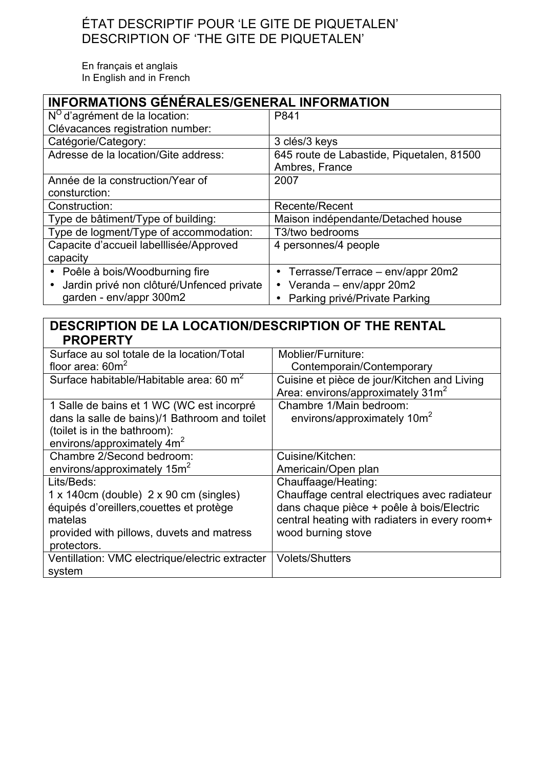ÉTAT DESCRIPTIF POUR 'LE GITE DE PIQUETALEN'
DESCRIPTION OF 'THE GITE DE PIQUETALEN'

En français et anglais
In English and in French

| INFORMATIONS GÉNÉRALES/GENERAL INFORMATION | |
|---|---|
| N[O] d'agrément de la location:<br>Clévacances registration number: | P841 |
| Catégorie/Category: | 3 clés/3 keys |
| Adresse de la location/Gite address: | 645 route de Labastide, Piquetalen, 81500 Ambres, France |
| Année de la construction/Year of consturction: | 2007 |
| Construction: | Recente/Recent |
| Type de bâtiment/Type of building: | Maison indépendante/Detached house |
| Type de logment/Type of accommodation: | T3/two bedrooms |
| Capacite d'accueil labelllisée/Approved capacity | 4 personnes/4 people |
| • Poêle à bois/Woodburning fire<br>• Jardin privé non clôturé/Unfenced private garden - env/appr 300m2 | • Terrasse/Terrace – env/appr 20m2<br>• Veranda – env/appr 20m2<br>• Parking privé/Private Parking |

| DESCRIPTION DE LA LOCATION/DESCRIPTION OF THE RENTAL PROPERTY | |
|---|---|
| Surface au sol totale de la location/Total floor area: 60m$^2$ | Moblier/Furniture:<br>Contemporain/Contemporary |
| Surface habitable/Habitable area: 60 m$^2$ | Cuisine et pièce de jour/Kitchen and Living Area: environs/approximately 31m$^2$ |
| 1 Salle de bains et 1 WC (WC est incorpré dans la salle de bains)/1 Bathroom and toilet (toilet is in the bathroom):<br>environs/approximately 4m$^2$ | Chambre 1/Main bedroom:<br>environs/approximately 10m$^2$ |
| Chambre 2/Second bedroom:<br>environs/approximately 15m$^2$ | Cuisine/Kitchen:<br>Americain/Open plan |
| Lits/Beds:<br>1 x 140cm (double) 2 x 90 cm (singles) équipés d'oreillers,couettes et protège matelas<br>provided with pillows, duvets and matress protectors. | Chauffaage/Heating:<br>Chauffage central electriques avec radiateur dans chaque pièce + poêle à bois/Electric central heating with radiaters in every room+ wood burning stove |
| Ventillation: VMC electrique/electric extracter system | Volets/Shutters |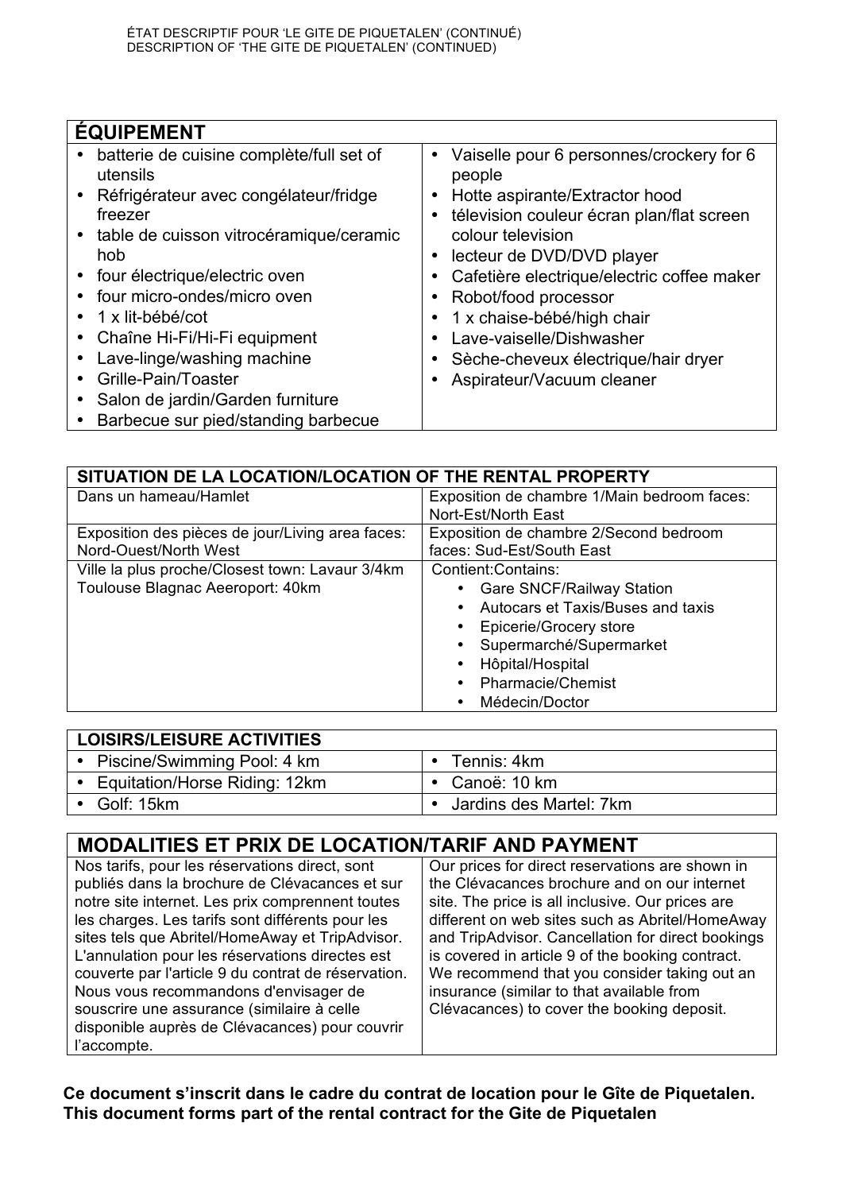## ÉQUIPEMENT

| | |
|---|---|
| • batterie de cuisine complète/full set of utensils<br>• Réfrigérateur avec congélateur/fridge freezer<br>• table de cuisson vitrocéramique/ceramic hob<br>• four électrique/electric oven<br>• four micro-ondes/micro oven<br>• 1 x lit-bébé/cot<br>• Chaîne Hi-Fi/Hi-Fi equipment<br>• Lave-linge/washing machine<br>• Grille-Pain/Toaster<br>• Salon de jardin/Garden furniture<br>• Barbecue sur pied/standing barbecue | • Vaiselle pour 6 personnes/crockery for 6 people<br>• Hotte aspirante/Extractor hood<br>• télevision couleur écran plan/flat screen colour television<br>• lecteur de DVD/DVD player<br>• Cafetière electrique/electric coffee maker<br>• Robot/food processor<br>• 1 x chaise-bébé/high chair<br>• Lave-vaiselle/Dishwasher<br>• Sèche-cheveux électrique/hair dryer<br>• Aspirateur/Vacuum cleaner |

## SITUATION DE LA LOCATION/LOCATION OF THE RENTAL PROPERTY

| | |
|---|---|
| Dans un hameau/Hamlet | Exposition de chambre 1/Main bedroom faces: Nort-Est/North East |
| Exposition des pièces de jour/Living area faces: Nord-Ouest/North West | Exposition de chambre 2/Second bedroom faces: Sud-Est/South East |
| Ville la plus proche/Closest town: Lavaur 3/4km<br>Toulouse Blagnac Aeeroport: 40km | Contient:Contains:<br>• Gare SNCF/Railway Station<br>• Autocars et Taxis/Buses and taxis<br>• Epicerie/Grocery store<br>• Supermarché/Supermarket<br>• Hôpital/Hospital<br>• Pharmacie/Chemist<br>• Médecin/Doctor |

## LOISIRS/LEISURE ACTIVITIES

| | |
|---|---|
| • Piscine/Swimming Pool: 4 km | • Tennis: 4km |
| • Equitation/Horse Riding: 12km | • Canoë: 10 km |
| • Golf: 15km | • Jardins des Martel: 7km |

## MODALITIES ET PRIX DE LOCATION/TARIF AND PAYMENT

| | |
|---|---|
| Nos tarifs, pour les réservations direct, sont publiés dans la brochure de Clévacances et sur notre site internet. Les prix comprennent toutes les charges. Les tarifs sont différents pour les sites tels que Abritel/HomeAway et TripAdvisor. L'annulation pour les réservations directes est couverte par l'article 9 du contrat de réservation. Nous vous recommandons d'envisager de souscrire une assurance (similaire à celle disponible auprès de Clévacances) pour couvrir l'accompte. | Our prices for direct reservations are shown in the Clévacances brochure and on our internet site. The price is all inclusive. Our prices are different on web sites such as Abritel/HomeAway and TripAdvisor. Cancellation for direct bookings is covered in article 9 of the booking contract. We recommend that you consider taking out an insurance (similar to that available from Clévacances) to cover the booking deposit. |

**Ce document s'inscrit dans le cadre du contrat de location pour le Gîte de Piquetalen.**
**This document forms part of the rental contract for the Gite de Piquetalen**